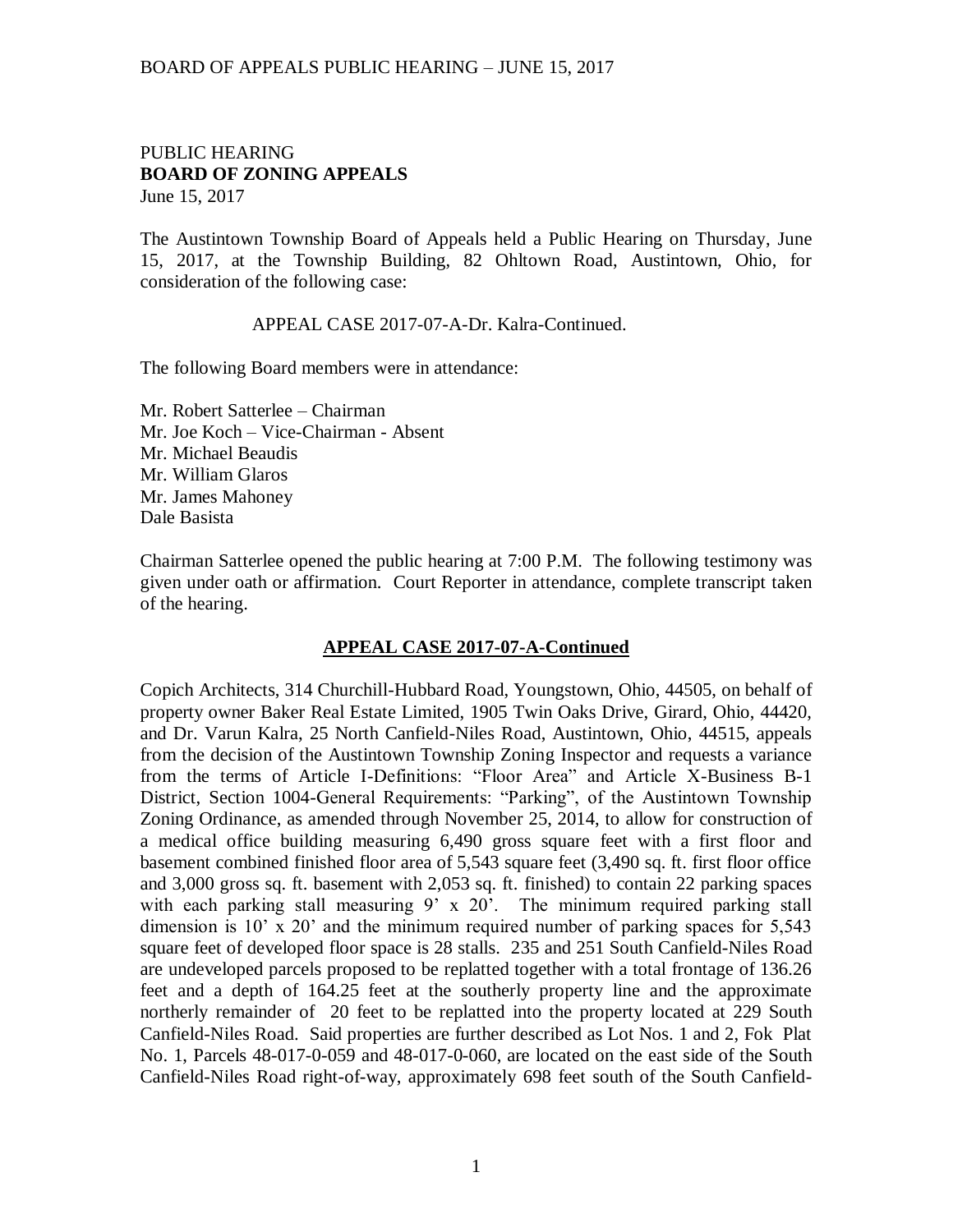PUBLIC HEARING
**BOARD OF ZONING APPEALS**
June 15, 2017

The Austintown Township Board of Appeals held a Public Hearing on Thursday, June 15, 2017, at the Township Building, 82 Ohltown Road, Austintown, Ohio, for consideration of the following case:

APPEAL CASE 2017-07-A-Dr. Kalra-Continued.

The following Board members were in attendance:

Mr. Robert Satterlee – Chairman
Mr. Joe Koch – Vice-Chairman - Absent
Mr. Michael Beaudis
Mr. William Glaros
Mr. James Mahoney
Dale Basista

Chairman Satterlee opened the public hearing at 7:00 P.M. The following testimony was given under oath or affirmation. Court Reporter in attendance, complete transcript taken of the hearing.

**APPEAL CASE 2017-07-A-Continued**

Copich Architects, 314 Churchill-Hubbard Road, Youngstown, Ohio, 44505, on behalf of property owner Baker Real Estate Limited, 1905 Twin Oaks Drive, Girard, Ohio, 44420, and Dr. Varun Kalra, 25 North Canfield-Niles Road, Austintown, Ohio, 44515, appeals from the decision of the Austintown Township Zoning Inspector and requests a variance from the terms of Article I-Definitions: "Floor Area" and Article X-Business B-1 District, Section 1004-General Requirements: "Parking", of the Austintown Township Zoning Ordinance, as amended through November 25, 2014, to allow for construction of a medical office building measuring 6,490 gross square feet with a first floor and basement combined finished floor area of 5,543 square feet (3,490 sq. ft. first floor office and 3,000 gross sq. ft. basement with 2,053 sq. ft. finished) to contain 22 parking spaces with each parking stall measuring 9' x 20'. The minimum required parking stall dimension is 10' x 20' and the minimum required number of parking spaces for 5,543 square feet of developed floor space is 28 stalls. 235 and 251 South Canfield-Niles Road are undeveloped parcels proposed to be replatted together with a total frontage of 136.26 feet and a depth of 164.25 feet at the southerly property line and the approximate northerly remainder of 20 feet to be replatted into the property located at 229 South Canfield-Niles Road. Said properties are further described as Lot Nos. 1 and 2, Fok Plat No. 1, Parcels 48-017-0-059 and 48-017-0-060, are located on the east side of the South Canfield-Niles Road right-of-way, approximately 698 feet south of the South Canfield-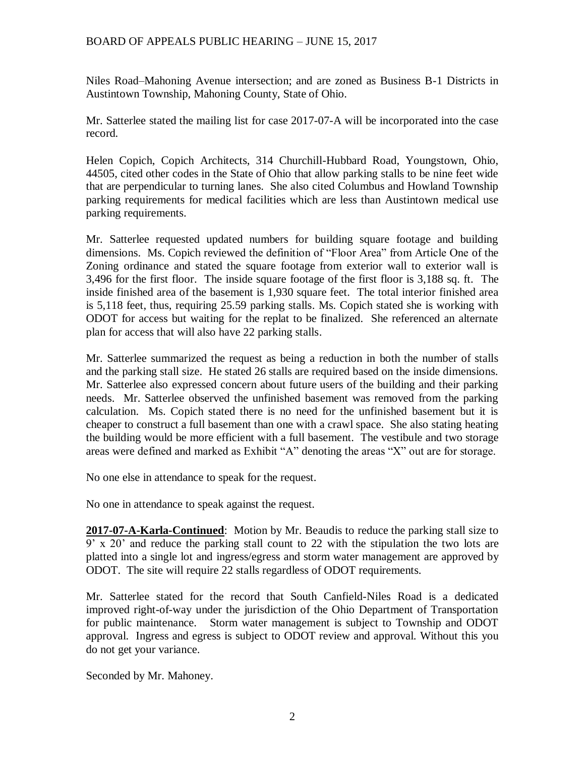Niles Road–Mahoning Avenue intersection; and are zoned as Business B-1 Districts in Austintown Township, Mahoning County, State of Ohio.

Mr. Satterlee stated the mailing list for case 2017-07-A will be incorporated into the case record.

Helen Copich, Copich Architects, 314 Churchill-Hubbard Road, Youngstown, Ohio, 44505, cited other codes in the State of Ohio that allow parking stalls to be nine feet wide that are perpendicular to turning lanes. She also cited Columbus and Howland Township parking requirements for medical facilities which are less than Austintown medical use parking requirements.

Mr. Satterlee requested updated numbers for building square footage and building dimensions. Ms. Copich reviewed the definition of "Floor Area" from Article One of the Zoning ordinance and stated the square footage from exterior wall to exterior wall is 3,496 for the first floor. The inside square footage of the first floor is 3,188 sq. ft. The inside finished area of the basement is 1,930 square feet. The total interior finished area is 5,118 feet, thus, requiring 25.59 parking stalls. Ms. Copich stated she is working with ODOT for access but waiting for the replat to be finalized. She referenced an alternate plan for access that will also have 22 parking stalls.

Mr. Satterlee summarized the request as being a reduction in both the number of stalls and the parking stall size. He stated 26 stalls are required based on the inside dimensions. Mr. Satterlee also expressed concern about future users of the building and their parking needs. Mr. Satterlee observed the unfinished basement was removed from the parking calculation. Ms. Copich stated there is no need for the unfinished basement but it is cheaper to construct a full basement than one with a crawl space. She also stating heating the building would be more efficient with a full basement. The vestibule and two storage areas were defined and marked as Exhibit "A" denoting the areas "X" out are for storage.

No one else in attendance to speak for the request.

No one in attendance to speak against the request.

**2017-07-A-Karla-Continued**: Motion by Mr. Beaudis to reduce the parking stall size to 9' x 20' and reduce the parking stall count to 22 with the stipulation the two lots are platted into a single lot and ingress/egress and storm water management are approved by ODOT. The site will require 22 stalls regardless of ODOT requirements.

Mr. Satterlee stated for the record that South Canfield-Niles Road is a dedicated improved right-of-way under the jurisdiction of the Ohio Department of Transportation for public maintenance. Storm water management is subject to Township and ODOT approval. Ingress and egress is subject to ODOT review and approval. Without this you do not get your variance.

Seconded by Mr. Mahoney.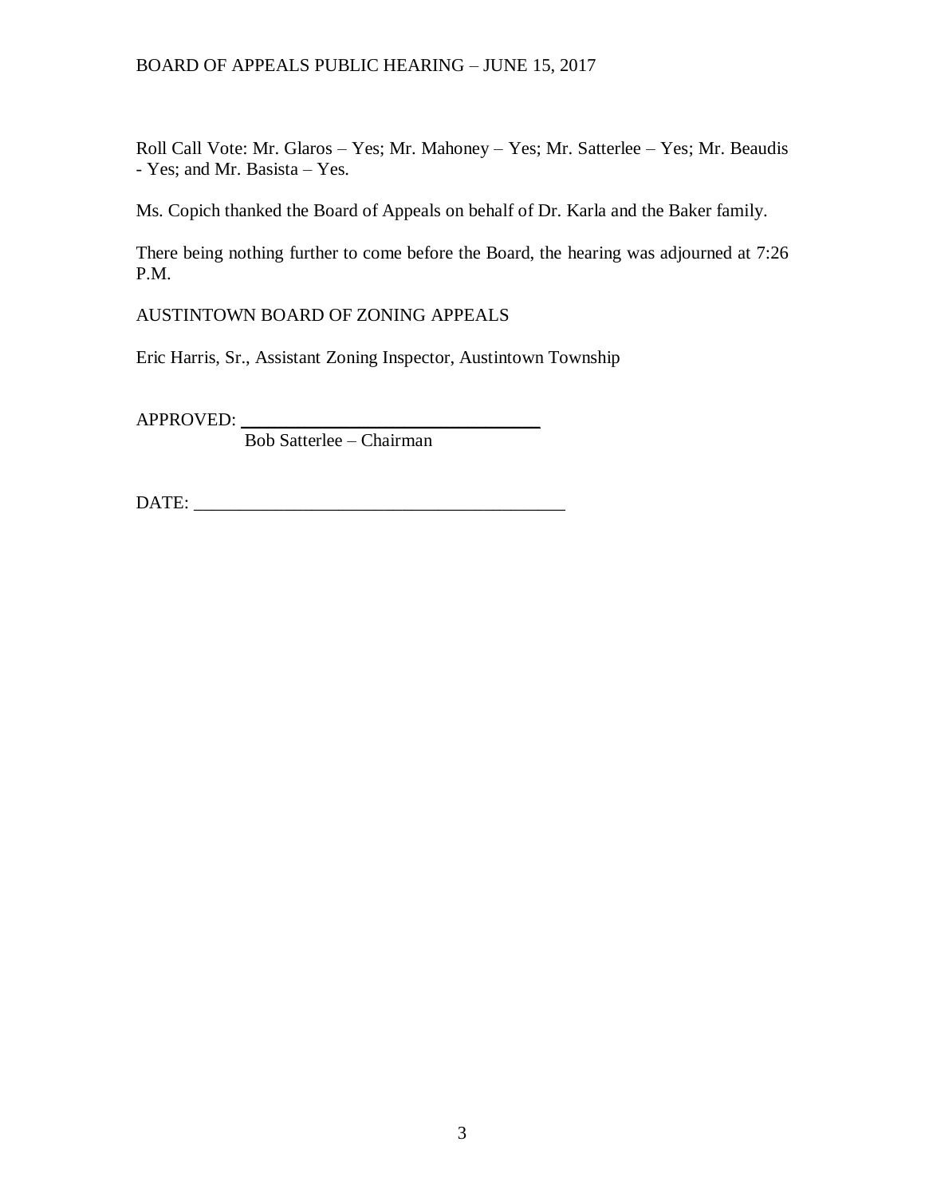Roll Call Vote: Mr. Glaros – Yes; Mr. Mahoney – Yes; Mr. Satterlee – Yes; Mr. Beaudis - Yes; and Mr. Basista – Yes.

Ms. Copich thanked the Board of Appeals on behalf of Dr. Karla and the Baker family.

There being nothing further to come before the Board, the hearing was adjourned at 7:26 P.M.

AUSTINTOWN BOARD OF ZONING APPEALS

Eric Harris, Sr., Assistant Zoning Inspector, Austintown Township

APPROVED: ________________________________

Bob Satterlee – Chairman

DATE: ________________________________________